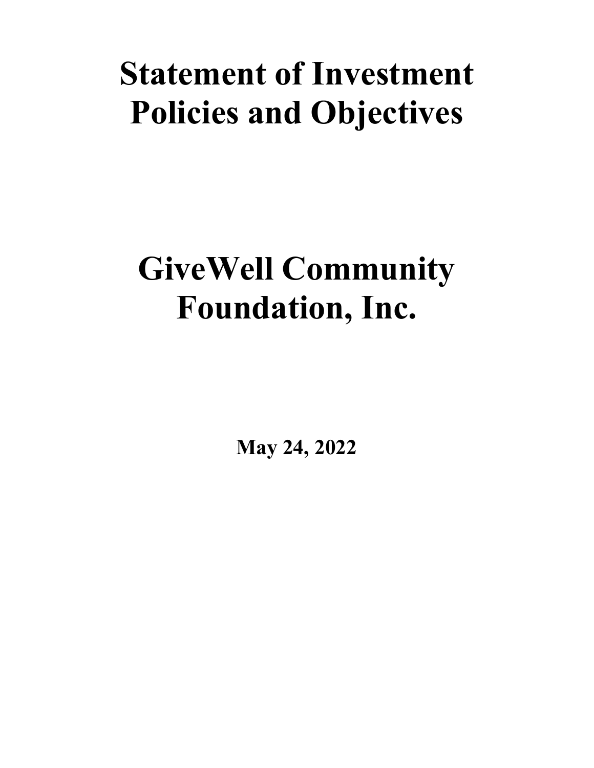# Statement of Investment Policies and Objectives

# GiveWell Community Foundation, Inc.

**May 24, 2022**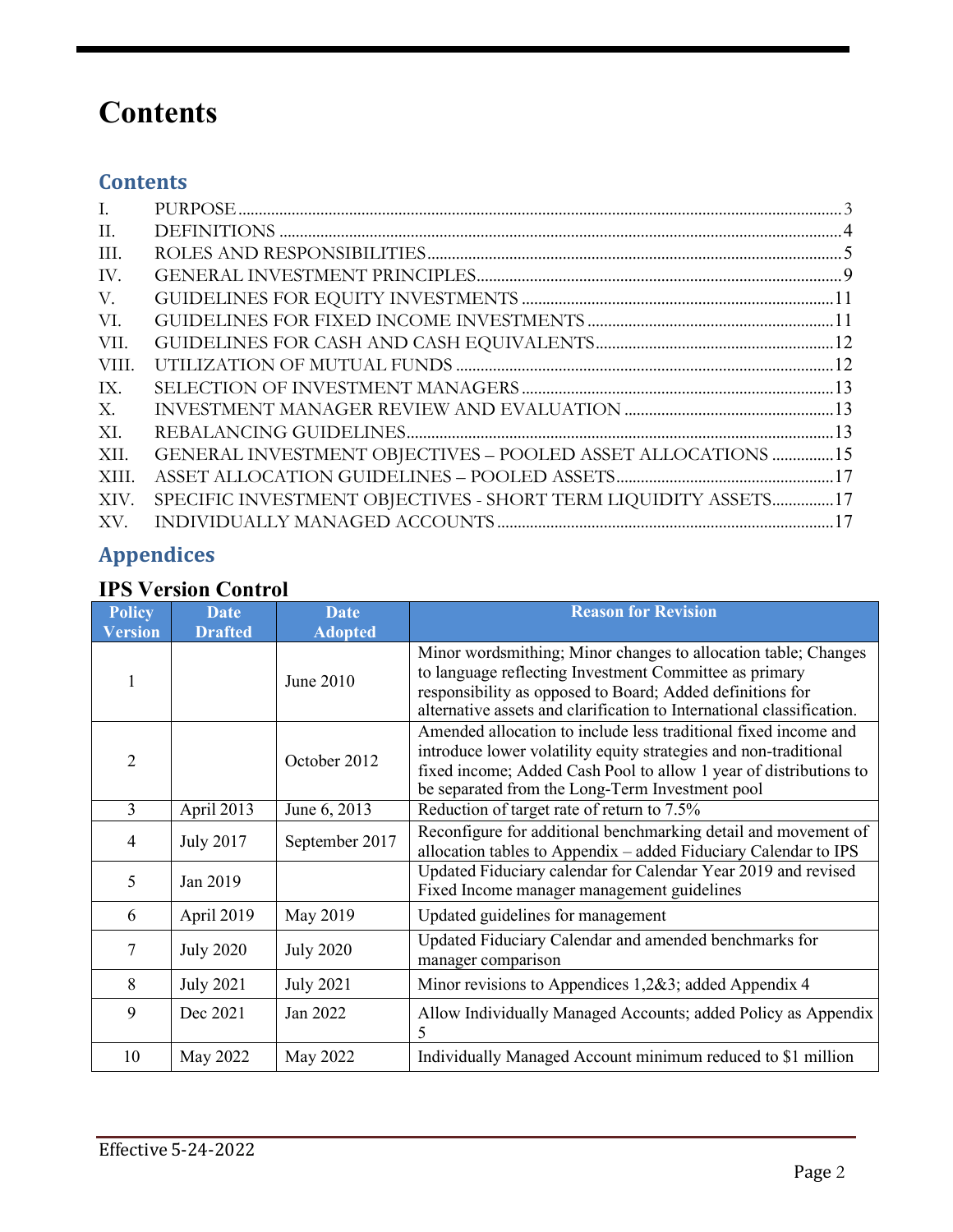# Contents

## Contents

| | | |
|---|---|---|
| I. | PURPOSE | 3 |
| II. | DEFINITIONS | 4 |
| III. | ROLES AND RESPONSIBILITIES | 5 |
| IV. | GENERAL INVESTMENT PRINCIPLES | 9 |
| V. | GUIDELINES FOR EQUITY INVESTMENTS | 11 |
| VI. | GUIDELINES FOR FIXED INCOME INVESTMENTS | 11 |
| VII. | GUIDELINES FOR CASH AND CASH EQUIVALENTS | 12 |
| VIII. | UTILIZATION OF MUTUAL FUNDS | 12 |
| IX. | SELECTION OF INVESTMENT MANAGERS | 13 |
| X. | INVESTMENT MANAGER REVIEW AND EVALUATION | 13 |
| XI. | REBALANCING GUIDELINES | 13 |
| XII. | GENERAL INVESTMENT OBJECTIVES – POOLED ASSET ALLOCATIONS | 15 |
| XIII. | ASSET ALLOCATION GUIDELINES – POOLED ASSETS | 17 |
| XIV. | SPECIFIC INVESTMENT OBJECTIVES - SHORT TERM LIQUIDITY ASSETS | 17 |
| XV. | INDIVIDUALLY MANAGED ACCOUNTS | 17 |

## Appendices

### IPS Version Control

| Policy Version | Date Drafted | Date Adopted | Reason for Revision |
|---|---|---|---|
| 1 | | June 2010 | Minor wordsmithing; Minor changes to allocation table; Changes to language reflecting Investment Committee as primary responsibility as opposed to Board; Added definitions for alternative assets and clarification to International classification. |
| 2 | | October 2012 | Amended allocation to include less traditional fixed income and introduce lower volatility equity strategies and non-traditional fixed income; Added Cash Pool to allow 1 year of distributions to be separated from the Long-Term Investment pool |
| 3 | April 2013 | June 6, 2013 | Reduction of target rate of return to 7.5% |
| 4 | July 2017 | September 2017 | Reconfigure for additional benchmarking detail and movement of allocation tables to Appendix – added Fiduciary Calendar to IPS |
| 5 | Jan 2019 | | Updated Fiduciary calendar for Calendar Year 2019 and revised Fixed Income manager management guidelines |
| 6 | April 2019 | May 2019 | Updated guidelines for management |
| 7 | July 2020 | July 2020 | Updated Fiduciary Calendar and amended benchmarks for manager comparison |
| 8 | July 2021 | July 2021 | Minor revisions to Appendices 1,2&3; added Appendix 4 |
| 9 | Dec 2021 | Jan 2022 | Allow Individually Managed Accounts; added Policy as Appendix 5 |
| 10 | May 2022 | May 2022 | Individually Managed Account minimum reduced to $1 million |

Effective 5-24-2022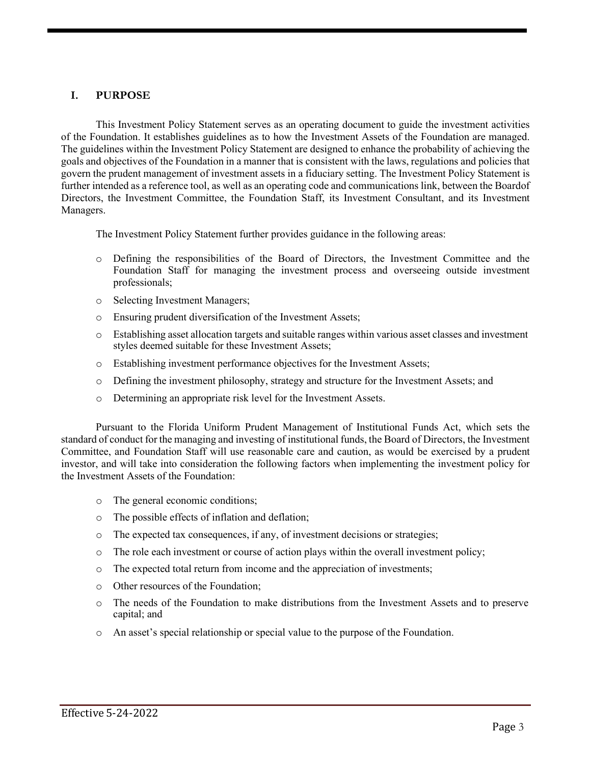## I. PURPOSE

This Investment Policy Statement serves as an operating document to guide the investment activities of the Foundation. It establishes guidelines as to how the Investment Assets of the Foundation are managed. The guidelines within the Investment Policy Statement are designed to enhance the probability of achieving the goals and objectives of the Foundation in a manner that is consistent with the laws, regulations and policies that govern the prudent management of investment assets in a fiduciary setting. The Investment Policy Statement is further intended as a reference tool, as well as an operating code and communications link, between the Boardof Directors, the Investment Committee, the Foundation Staff, its Investment Consultant, and its Investment Managers.

The Investment Policy Statement further provides guidance in the following areas:

- Defining the responsibilities of the Board of Directors, the Investment Committee and the Foundation Staff for managing the investment process and overseeing outside investment professionals;
- Selecting Investment Managers;
- Ensuring prudent diversification of the Investment Assets;
- Establishing asset allocation targets and suitable ranges within various asset classes and investment styles deemed suitable for these Investment Assets;
- Establishing investment performance objectives for the Investment Assets;
- Defining the investment philosophy, strategy and structure for the Investment Assets; and
- Determining an appropriate risk level for the Investment Assets.

Pursuant to the Florida Uniform Prudent Management of Institutional Funds Act, which sets the standard of conduct for the managing and investing of institutional funds, the Board of Directors, the Investment Committee, and Foundation Staff will use reasonable care and caution, as would be exercised by a prudent investor, and will take into consideration the following factors when implementing the investment policy for the Investment Assets of the Foundation:

- The general economic conditions;
- The possible effects of inflation and deflation;
- The expected tax consequences, if any, of investment decisions or strategies;
- The role each investment or course of action plays within the overall investment policy;
- The expected total return from income and the appreciation of investments;
- Other resources of the Foundation;
- The needs of the Foundation to make distributions from the Investment Assets and to preserve capital; and
- An asset's special relationship or special value to the purpose of the Foundation.

Effective 5-24-2022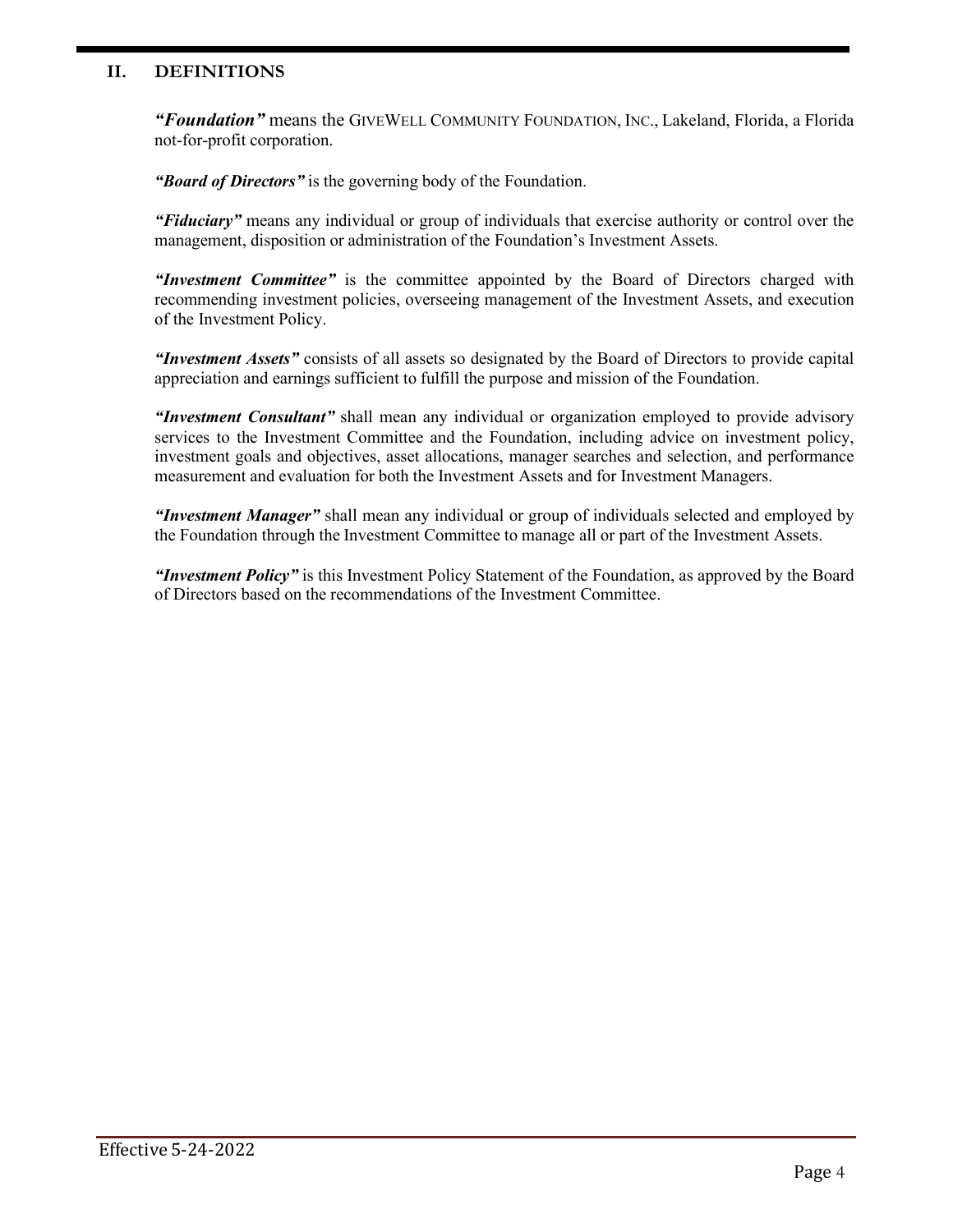## II. DEFINITIONS

***"Foundation"*** means the GIVEWELL COMMUNITY FOUNDATION, INC., Lakeland, Florida, a Florida not-for-profit corporation.

***"Board of Directors"*** is the governing body of the Foundation.

***"Fiduciary"*** means any individual or group of individuals that exercise authority or control over the management, disposition or administration of the Foundation's Investment Assets.

***"Investment Committee"*** is the committee appointed by the Board of Directors charged with recommending investment policies, overseeing management of the Investment Assets, and execution of the Investment Policy.

***"Investment Assets"*** consists of all assets so designated by the Board of Directors to provide capital appreciation and earnings sufficient to fulfill the purpose and mission of the Foundation.

***"Investment Consultant"*** shall mean any individual or organization employed to provide advisory services to the Investment Committee and the Foundation, including advice on investment policy, investment goals and objectives, asset allocations, manager searches and selection, and performance measurement and evaluation for both the Investment Assets and for Investment Managers.

***"Investment Manager"*** shall mean any individual or group of individuals selected and employed by the Foundation through the Investment Committee to manage all or part of the Investment Assets.

***"Investment Policy"*** is this Investment Policy Statement of the Foundation, as approved by the Board of Directors based on the recommendations of the Investment Committee.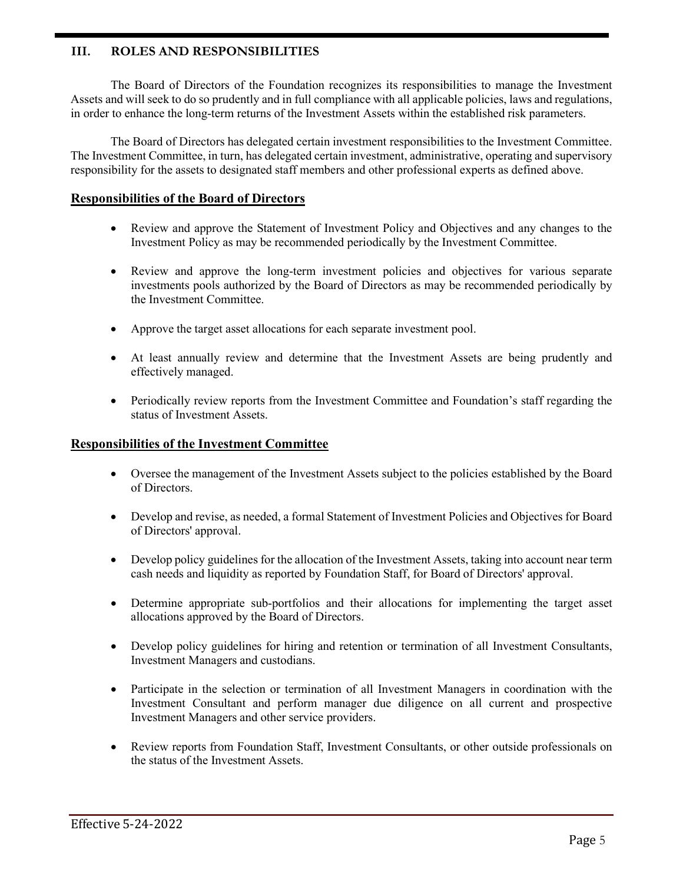## III. ROLES AND RESPONSIBILITIES

The Board of Directors of the Foundation recognizes its responsibilities to manage the Investment Assets and will seek to do so prudently and in full compliance with all applicable policies, laws and regulations, in order to enhance the long-term returns of the Investment Assets within the established risk parameters.

The Board of Directors has delegated certain investment responsibilities to the Investment Committee. The Investment Committee, in turn, has delegated certain investment, administrative, operating and supervisory responsibility for the assets to designated staff members and other professional experts as defined above.

### Responsibilities of the Board of Directors

- Review and approve the Statement of Investment Policy and Objectives and any changes to the Investment Policy as may be recommended periodically by the Investment Committee.
- Review and approve the long-term investment policies and objectives for various separate investments pools authorized by the Board of Directors as may be recommended periodically by the Investment Committee.
- Approve the target asset allocations for each separate investment pool.
- At least annually review and determine that the Investment Assets are being prudently and effectively managed.
- Periodically review reports from the Investment Committee and Foundation's staff regarding the status of Investment Assets.

### Responsibilities of the Investment Committee

- Oversee the management of the Investment Assets subject to the policies established by the Board of Directors.
- Develop and revise, as needed, a formal Statement of Investment Policies and Objectives for Board of Directors' approval.
- Develop policy guidelines for the allocation of the Investment Assets, taking into account near term cash needs and liquidity as reported by Foundation Staff, for Board of Directors' approval.
- Determine appropriate sub-portfolios and their allocations for implementing the target asset allocations approved by the Board of Directors.
- Develop policy guidelines for hiring and retention or termination of all Investment Consultants, Investment Managers and custodians.
- Participate in the selection or termination of all Investment Managers in coordination with the Investment Consultant and perform manager due diligence on all current and prospective Investment Managers and other service providers.
- Review reports from Foundation Staff, Investment Consultants, or other outside professionals on the status of the Investment Assets.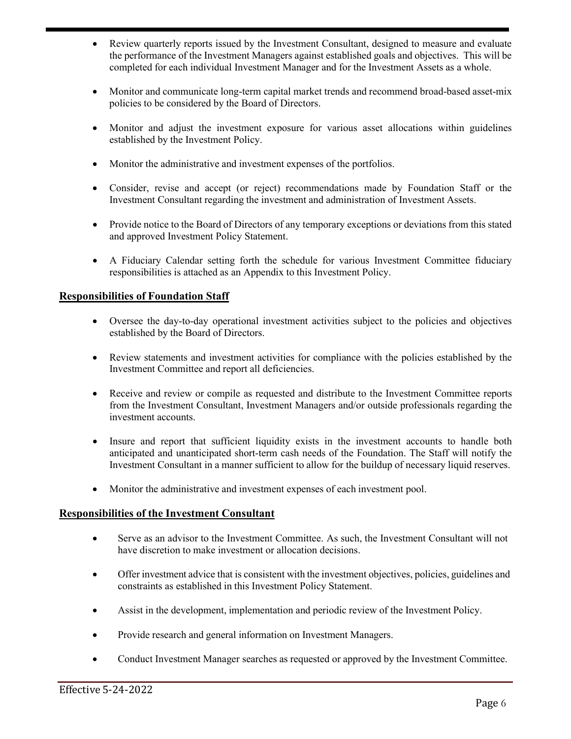- Review quarterly reports issued by the Investment Consultant, designed to measure and evaluate the performance of the Investment Managers against established goals and objectives. This will be completed for each individual Investment Manager and for the Investment Assets as a whole.

- Monitor and communicate long-term capital market trends and recommend broad-based asset-mix policies to be considered by the Board of Directors.

- Monitor and adjust the investment exposure for various asset allocations within guidelines established by the Investment Policy.

- Monitor the administrative and investment expenses of the portfolios.

- Consider, revise and accept (or reject) recommendations made by Foundation Staff or the Investment Consultant regarding the investment and administration of Investment Assets.

- Provide notice to the Board of Directors of any temporary exceptions or deviations from this stated and approved Investment Policy Statement.

- A Fiduciary Calendar setting forth the schedule for various Investment Committee fiduciary responsibilities is attached as an Appendix to this Investment Policy.

## Responsibilities of Foundation Staff

- Oversee the day-to-day operational investment activities subject to the policies and objectives established by the Board of Directors.

- Review statements and investment activities for compliance with the policies established by the Investment Committee and report all deficiencies.

- Receive and review or compile as requested and distribute to the Investment Committee reports from the Investment Consultant, Investment Managers and/or outside professionals regarding the investment accounts.

- Insure and report that sufficient liquidity exists in the investment accounts to handle both anticipated and unanticipated short-term cash needs of the Foundation. The Staff will notify the Investment Consultant in a manner sufficient to allow for the buildup of necessary liquid reserves.

- Monitor the administrative and investment expenses of each investment pool.

## Responsibilities of the Investment Consultant

- Serve as an advisor to the Investment Committee. As such, the Investment Consultant will not have discretion to make investment or allocation decisions.

- Offer investment advice that is consistent with the investment objectives, policies, guidelines and constraints as established in this Investment Policy Statement.

- Assist in the development, implementation and periodic review of the Investment Policy.

- Provide research and general information on Investment Managers.

- Conduct Investment Manager searches as requested or approved by the Investment Committee.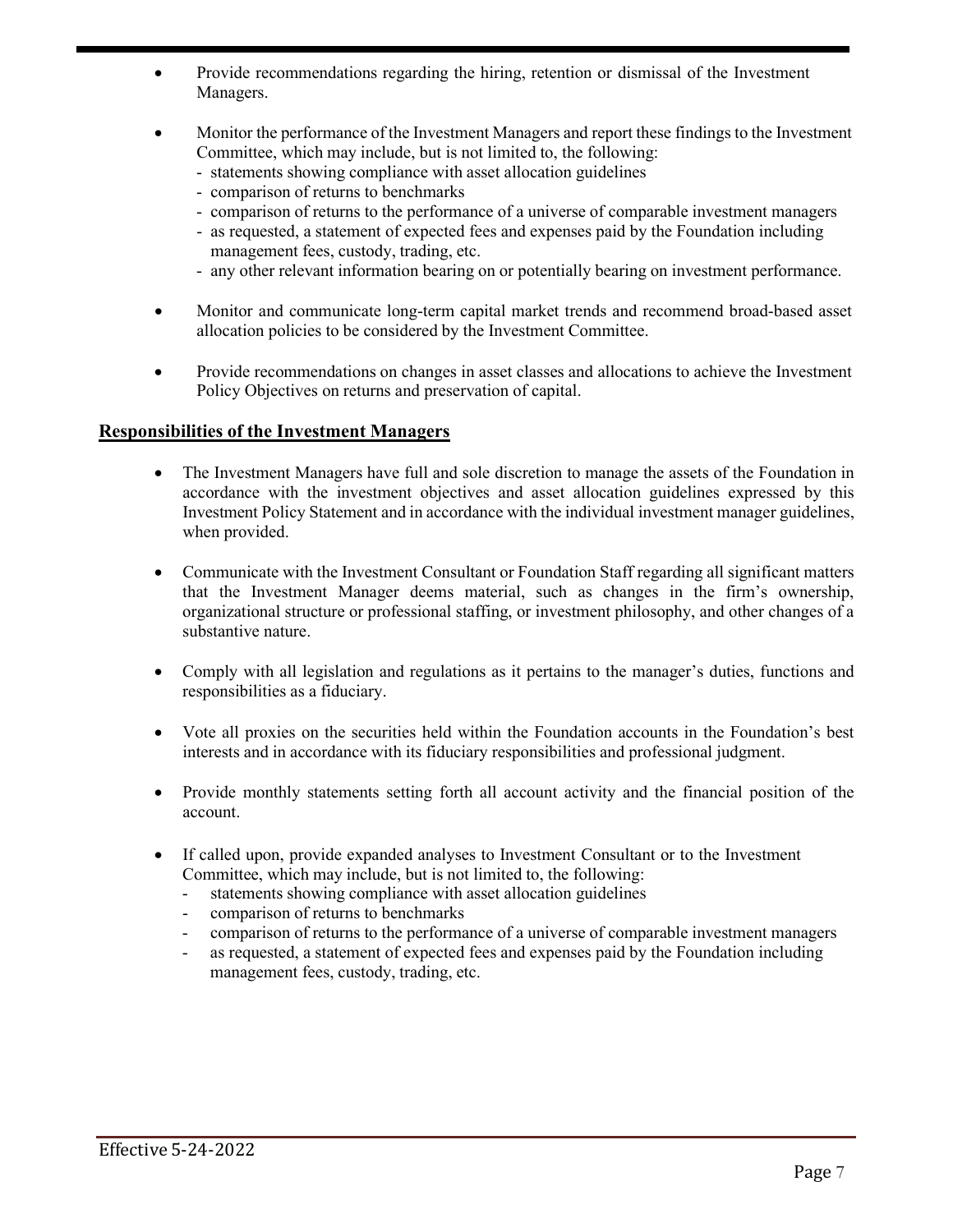- Provide recommendations regarding the hiring, retention or dismissal of the Investment Managers.

- Monitor the performance of the Investment Managers and report these findings to the Investment Committee, which may include, but is not limited to, the following:
  - statements showing compliance with asset allocation guidelines
  - comparison of returns to benchmarks
  - comparison of returns to the performance of a universe of comparable investment managers
  - as requested, a statement of expected fees and expenses paid by the Foundation including management fees, custody, trading, etc.
  - any other relevant information bearing on or potentially bearing on investment performance.

- Monitor and communicate long-term capital market trends and recommend broad-based asset allocation policies to be considered by the Investment Committee.

- Provide recommendations on changes in asset classes and allocations to achieve the Investment Policy Objectives on returns and preservation of capital.

## Responsibilities of the Investment Managers

- The Investment Managers have full and sole discretion to manage the assets of the Foundation in accordance with the investment objectives and asset allocation guidelines expressed by this Investment Policy Statement and in accordance with the individual investment manager guidelines, when provided.

- Communicate with the Investment Consultant or Foundation Staff regarding all significant matters that the Investment Manager deems material, such as changes in the firm's ownership, organizational structure or professional staffing, or investment philosophy, and other changes of a substantive nature.

- Comply with all legislation and regulations as it pertains to the manager's duties, functions and responsibilities as a fiduciary.

- Vote all proxies on the securities held within the Foundation accounts in the Foundation's best interests and in accordance with its fiduciary responsibilities and professional judgment.

- Provide monthly statements setting forth all account activity and the financial position of the account.

- If called upon, provide expanded analyses to Investment Consultant or to the Investment Committee, which may include, but is not limited to, the following:
  - statements showing compliance with asset allocation guidelines
  - comparison of returns to benchmarks
  - comparison of returns to the performance of a universe of comparable investment managers
  - as requested, a statement of expected fees and expenses paid by the Foundation including management fees, custody, trading, etc.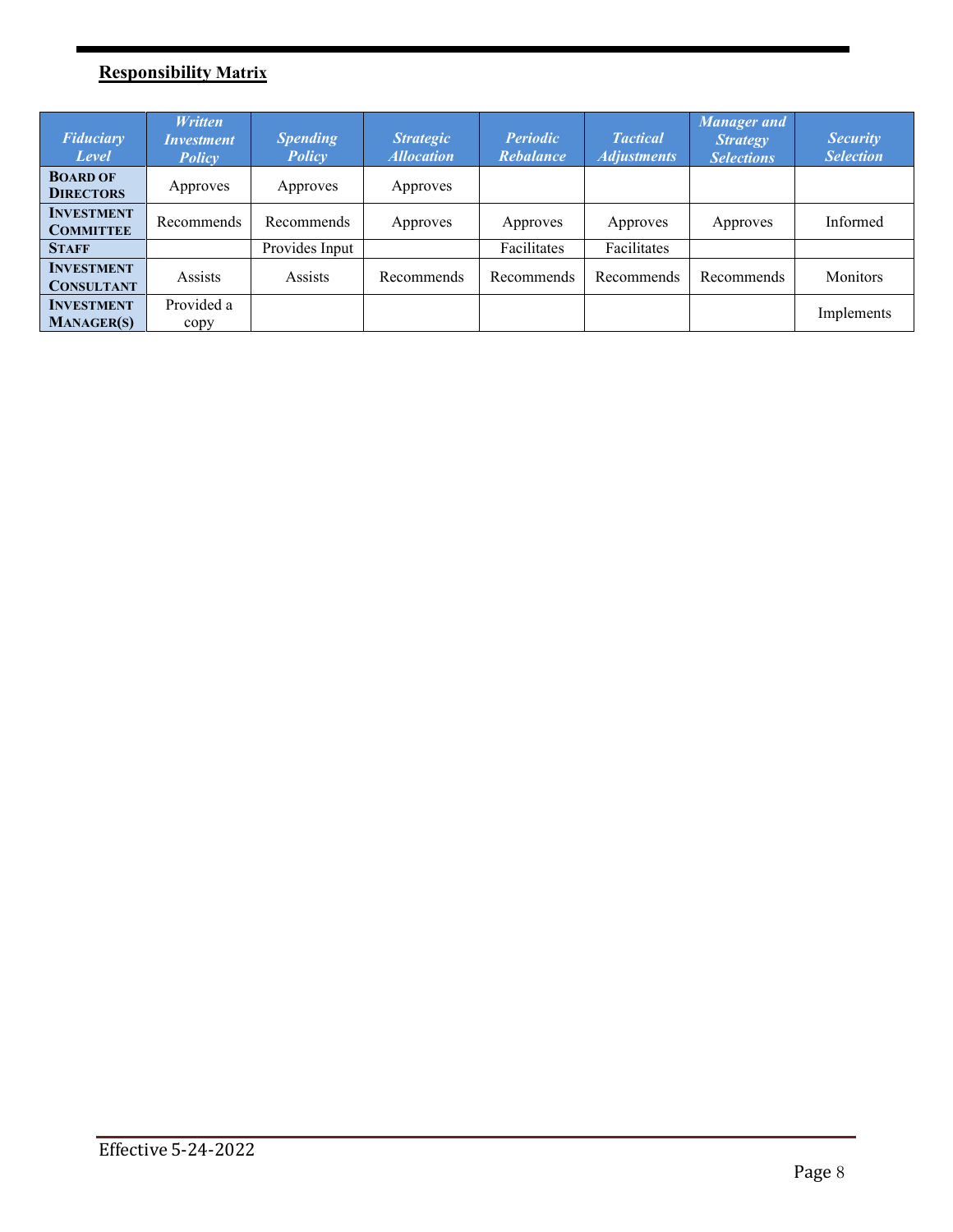**Responsibility Matrix**

| *Fiduciary Level* | *Written Investment Policy* | *Spending Policy* | *Strategic Allocation* | *Periodic Rebalance* | *Tactical Adjustments* | *Manager and Strategy Selections* | *Security Selection* |
|---|---|---|---|---|---|---|---|
| **BOARD OF DIRECTORS** | Approves | Approves | Approves | | | | |
| **INVESTMENT COMMITTEE** | Recommends | Recommends | Approves | Approves | Approves | Approves | Informed |
| **STAFF** | | Provides Input | | Facilitates | Facilitates | | |
| **INVESTMENT CONSULTANT** | Assists | Assists | Recommends | Recommends | Recommends | Recommends | Monitors |
| **INVESTMENT MANAGER(S)** | Provided a copy | | | | | | Implements |

Effective 5-24-2022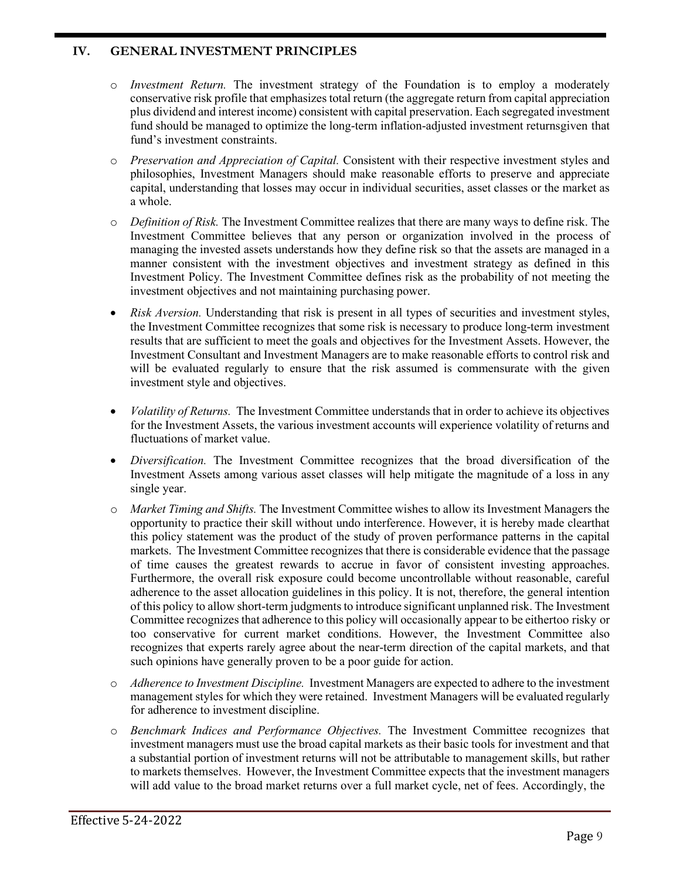## IV. GENERAL INVESTMENT PRINCIPLES

- *Investment Return.* The investment strategy of the Foundation is to employ a moderately conservative risk profile that emphasizes total return (the aggregate return from capital appreciation plus dividend and interest income) consistent with capital preservation. Each segregated investment fund should be managed to optimize the long-term inflation-adjusted investment returnsgiven that fund's investment constraints.
- *Preservation and Appreciation of Capital.* Consistent with their respective investment styles and philosophies, Investment Managers should make reasonable efforts to preserve and appreciate capital, understanding that losses may occur in individual securities, asset classes or the market as a whole.
- *Definition of Risk.* The Investment Committee realizes that there are many ways to define risk. The Investment Committee believes that any person or organization involved in the process of managing the invested assets understands how they define risk so that the assets are managed in a manner consistent with the investment objectives and investment strategy as defined in this Investment Policy. The Investment Committee defines risk as the probability of not meeting the investment objectives and not maintaining purchasing power.
- *Risk Aversion.* Understanding that risk is present in all types of securities and investment styles, the Investment Committee recognizes that some risk is necessary to produce long-term investment results that are sufficient to meet the goals and objectives for the Investment Assets. However, the Investment Consultant and Investment Managers are to make reasonable efforts to control risk and will be evaluated regularly to ensure that the risk assumed is commensurate with the given investment style and objectives.
- *Volatility of Returns.* The Investment Committee understands that in order to achieve its objectives for the Investment Assets, the various investment accounts will experience volatility of returns and fluctuations of market value.
- *Diversification.* The Investment Committee recognizes that the broad diversification of the Investment Assets among various asset classes will help mitigate the magnitude of a loss in any single year.
- *Market Timing and Shifts.* The Investment Committee wishes to allow its Investment Managers the opportunity to practice their skill without undo interference. However, it is hereby made clearthat this policy statement was the product of the study of proven performance patterns in the capital markets. The Investment Committee recognizes that there is considerable evidence that the passage of time causes the greatest rewards to accrue in favor of consistent investing approaches. Furthermore, the overall risk exposure could become uncontrollable without reasonable, careful adherence to the asset allocation guidelines in this policy. It is not, therefore, the general intention of this policy to allow short-term judgments to introduce significant unplanned risk. The Investment Committee recognizes that adherence to this policy will occasionally appear to be eithertoo risky or too conservative for current market conditions. However, the Investment Committee also recognizes that experts rarely agree about the near-term direction of the capital markets, and that such opinions have generally proven to be a poor guide for action.
- *Adherence to Investment Discipline.* Investment Managers are expected to adhere to the investment management styles for which they were retained. Investment Managers will be evaluated regularly for adherence to investment discipline.
- *Benchmark Indices and Performance Objectives.* The Investment Committee recognizes that investment managers must use the broad capital markets as their basic tools for investment and that a substantial portion of investment returns will not be attributable to management skills, but rather to markets themselves. However, the Investment Committee expects that the investment managers will add value to the broad market returns over a full market cycle, net of fees. Accordingly, the

Effective 5-24-2022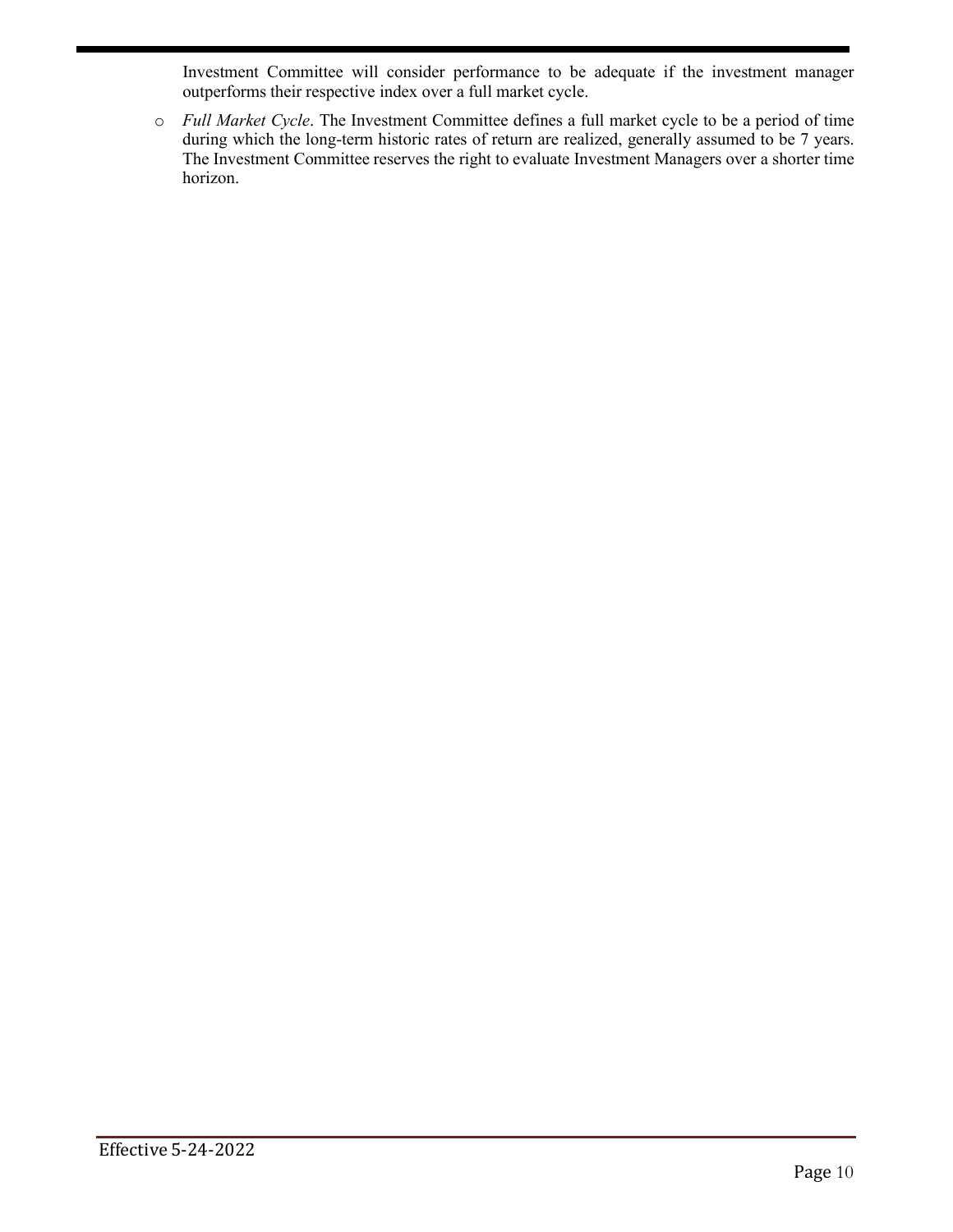Investment Committee will consider performance to be adequate if the investment manager outperforms their respective index over a full market cycle.

- *Full Market Cycle*. The Investment Committee defines a full market cycle to be a period of time during which the long-term historic rates of return are realized, generally assumed to be 7 years. The Investment Committee reserves the right to evaluate Investment Managers over a shorter time horizon.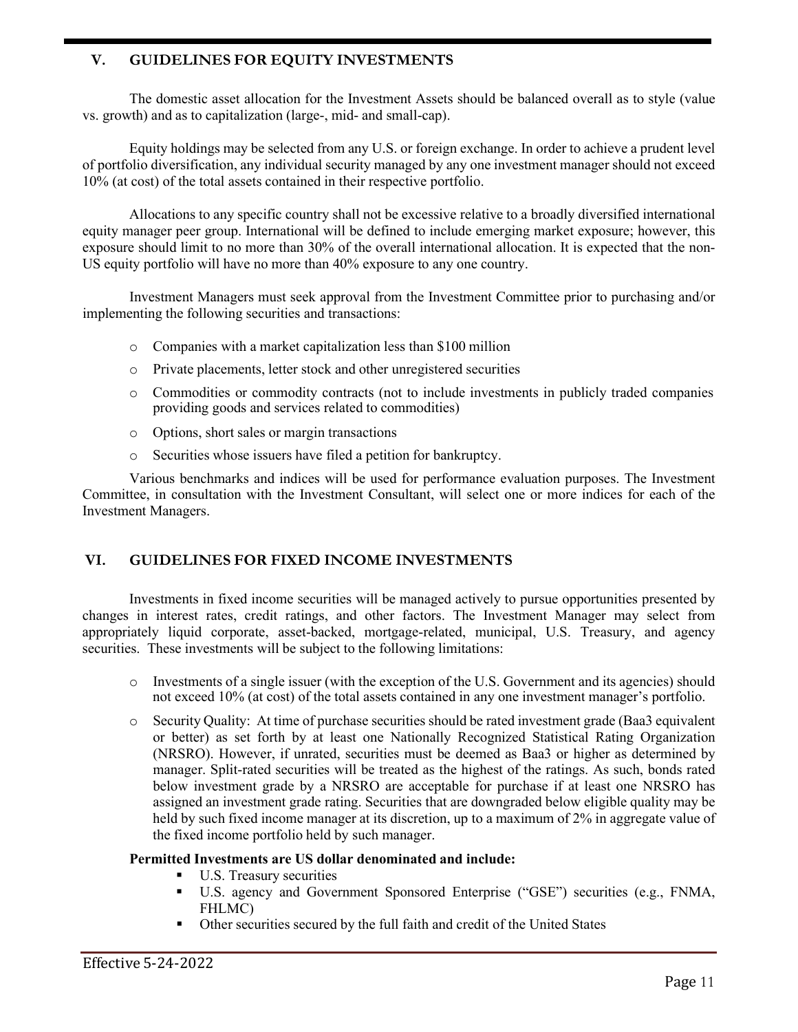## V. GUIDELINES FOR EQUITY INVESTMENTS

The domestic asset allocation for the Investment Assets should be balanced overall as to style (value vs. growth) and as to capitalization (large-, mid- and small-cap).

Equity holdings may be selected from any U.S. or foreign exchange. In order to achieve a prudent level of portfolio diversification, any individual security managed by any one investment manager should not exceed 10% (at cost) of the total assets contained in their respective portfolio.

Allocations to any specific country shall not be excessive relative to a broadly diversified international equity manager peer group. International will be defined to include emerging market exposure; however, this exposure should limit to no more than 30% of the overall international allocation. It is expected that the non-US equity portfolio will have no more than 40% exposure to any one country.

Investment Managers must seek approval from the Investment Committee prior to purchasing and/or implementing the following securities and transactions:

- Companies with a market capitalization less than $100 million
- Private placements, letter stock and other unregistered securities
- Commodities or commodity contracts (not to include investments in publicly traded companies providing goods and services related to commodities)
- Options, short sales or margin transactions
- Securities whose issuers have filed a petition for bankruptcy.

Various benchmarks and indices will be used for performance evaluation purposes. The Investment Committee, in consultation with the Investment Consultant, will select one or more indices for each of the Investment Managers.

## VI. GUIDELINES FOR FIXED INCOME INVESTMENTS

Investments in fixed income securities will be managed actively to pursue opportunities presented by changes in interest rates, credit ratings, and other factors. The Investment Manager may select from appropriately liquid corporate, asset-backed, mortgage-related, municipal, U.S. Treasury, and agency securities. These investments will be subject to the following limitations:

- Investments of a single issuer (with the exception of the U.S. Government and its agencies) should not exceed 10% (at cost) of the total assets contained in any one investment manager's portfolio.
- Security Quality: At time of purchase securities should be rated investment grade (Baa3 equivalent or better) as set forth by at least one Nationally Recognized Statistical Rating Organization (NRSRO). However, if unrated, securities must be deemed as Baa3 or higher as determined by manager. Split-rated securities will be treated as the highest of the ratings. As such, bonds rated below investment grade by a NRSRO are acceptable for purchase if at least one NRSRO has assigned an investment grade rating. Securities that are downgraded below eligible quality may be held by such fixed income manager at its discretion, up to a maximum of 2% in aggregate value of the fixed income portfolio held by such manager.

**Permitted Investments are US dollar denominated and include:**

- U.S. Treasury securities
- U.S. agency and Government Sponsored Enterprise ("GSE") securities (e.g., FNMA, FHLMC)
- Other securities secured by the full faith and credit of the United States

Effective 5-24-2022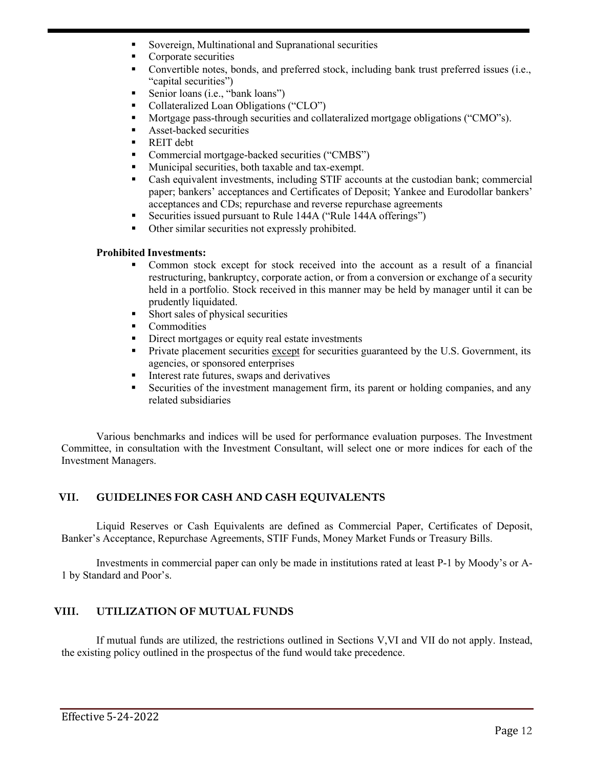- Sovereign, Multinational and Supranational securities
- Corporate securities
- Convertible notes, bonds, and preferred stock, including bank trust preferred issues (i.e., "capital securities")
- Senior loans (i.e., "bank loans")
- Collateralized Loan Obligations ("CLO")
- Mortgage pass-through securities and collateralized mortgage obligations ("CMO"s).
- Asset-backed securities
- REIT debt
- Commercial mortgage-backed securities ("CMBS")
- Municipal securities, both taxable and tax-exempt.
- Cash equivalent investments, including STIF accounts at the custodian bank; commercial paper; bankers' acceptances and Certificates of Deposit; Yankee and Eurodollar bankers' acceptances and CDs; repurchase and reverse repurchase agreements
- Securities issued pursuant to Rule 144A ("Rule 144A offerings")
- Other similar securities not expressly prohibited.

**Prohibited Investments:**

- Common stock except for stock received into the account as a result of a financial restructuring, bankruptcy, corporate action, or from a conversion or exchange of a security held in a portfolio. Stock received in this manner may be held by manager until it can be prudently liquidated.
- Short sales of physical securities
- Commodities
- Direct mortgages or equity real estate investments
- Private placement securities <u>except</u> for securities guaranteed by the U.S. Government, its agencies, or sponsored enterprises
- Interest rate futures, swaps and derivatives
- Securities of the investment management firm, its parent or holding companies, and any related subsidiaries

Various benchmarks and indices will be used for performance evaluation purposes. The Investment Committee, in consultation with the Investment Consultant, will select one or more indices for each of the Investment Managers.

## VII. GUIDELINES FOR CASH AND CASH EQUIVALENTS

Liquid Reserves or Cash Equivalents are defined as Commercial Paper, Certificates of Deposit, Banker's Acceptance, Repurchase Agreements, STIF Funds, Money Market Funds or Treasury Bills.

Investments in commercial paper can only be made in institutions rated at least P-1 by Moody's or A-1 by Standard and Poor's.

## VIII. UTILIZATION OF MUTUAL FUNDS

If mutual funds are utilized, the restrictions outlined in Sections V,VI and VII do not apply. Instead, the existing policy outlined in the prospectus of the fund would take precedence.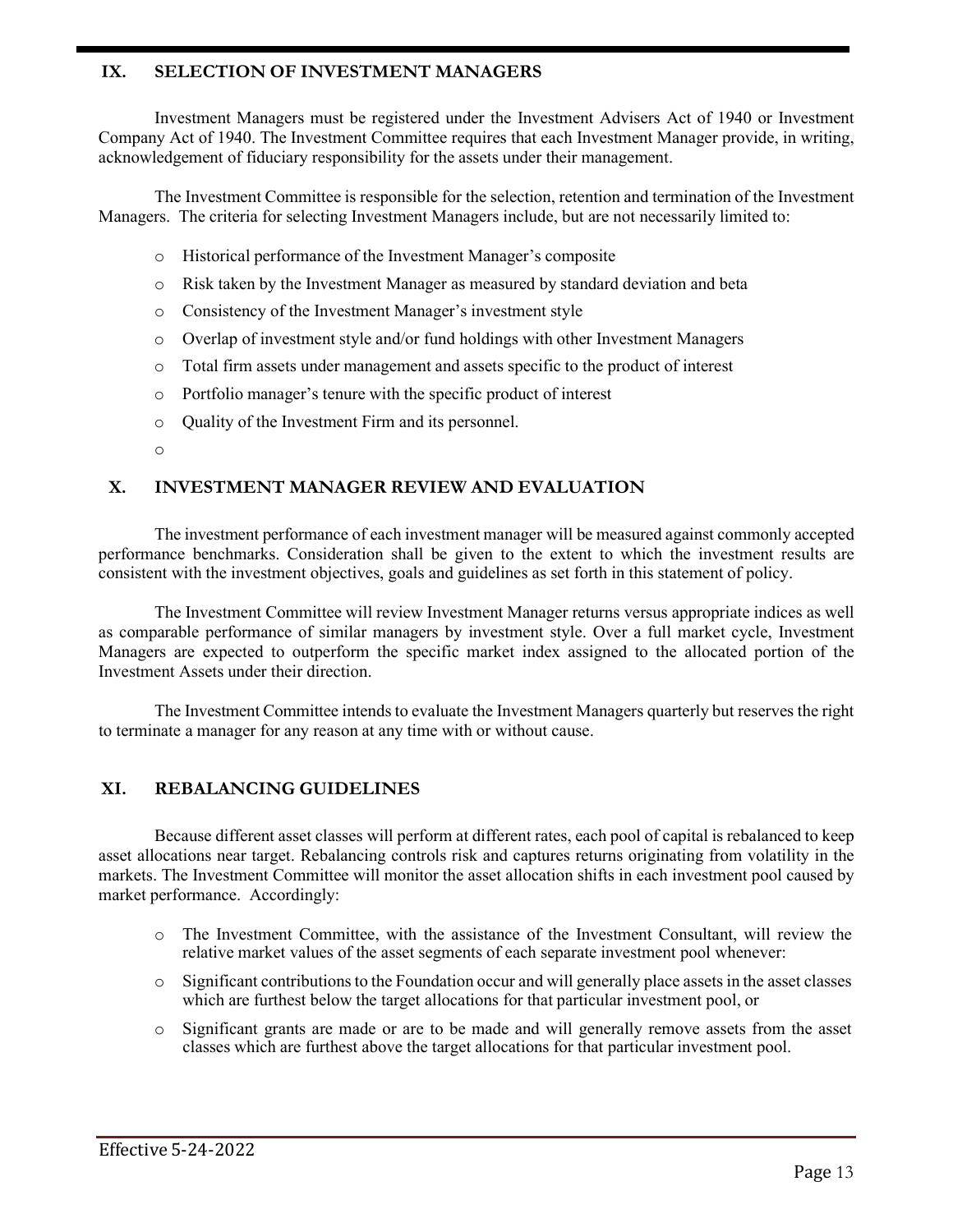## IX. SELECTION OF INVESTMENT MANAGERS

Investment Managers must be registered under the Investment Advisers Act of 1940 or Investment Company Act of 1940. The Investment Committee requires that each Investment Manager provide, in writing, acknowledgement of fiduciary responsibility for the assets under their management.

The Investment Committee is responsible for the selection, retention and termination of the Investment Managers. The criteria for selecting Investment Managers include, but are not necessarily limited to:

- Historical performance of the Investment Manager's composite
- Risk taken by the Investment Manager as measured by standard deviation and beta
- Consistency of the Investment Manager's investment style
- Overlap of investment style and/or fund holdings with other Investment Managers
- Total firm assets under management and assets specific to the product of interest
- Portfolio manager's tenure with the specific product of interest
- Quality of the Investment Firm and its personnel.
- 

## X. INVESTMENT MANAGER REVIEW AND EVALUATION

The investment performance of each investment manager will be measured against commonly accepted performance benchmarks. Consideration shall be given to the extent to which the investment results are consistent with the investment objectives, goals and guidelines as set forth in this statement of policy.

The Investment Committee will review Investment Manager returns versus appropriate indices as well as comparable performance of similar managers by investment style. Over a full market cycle, Investment Managers are expected to outperform the specific market index assigned to the allocated portion of the Investment Assets under their direction.

The Investment Committee intends to evaluate the Investment Managers quarterly but reserves the right to terminate a manager for any reason at any time with or without cause.

## XI. REBALANCING GUIDELINES

Because different asset classes will perform at different rates, each pool of capital is rebalanced to keep asset allocations near target. Rebalancing controls risk and captures returns originating from volatility in the markets. The Investment Committee will monitor the asset allocation shifts in each investment pool caused by market performance. Accordingly:

- The Investment Committee, with the assistance of the Investment Consultant, will review the relative market values of the asset segments of each separate investment pool whenever:
- Significant contributions to the Foundation occur and will generally place assets in the asset classes which are furthest below the target allocations for that particular investment pool, or
- Significant grants are made or are to be made and will generally remove assets from the asset classes which are furthest above the target allocations for that particular investment pool.

Effective 5-24-2022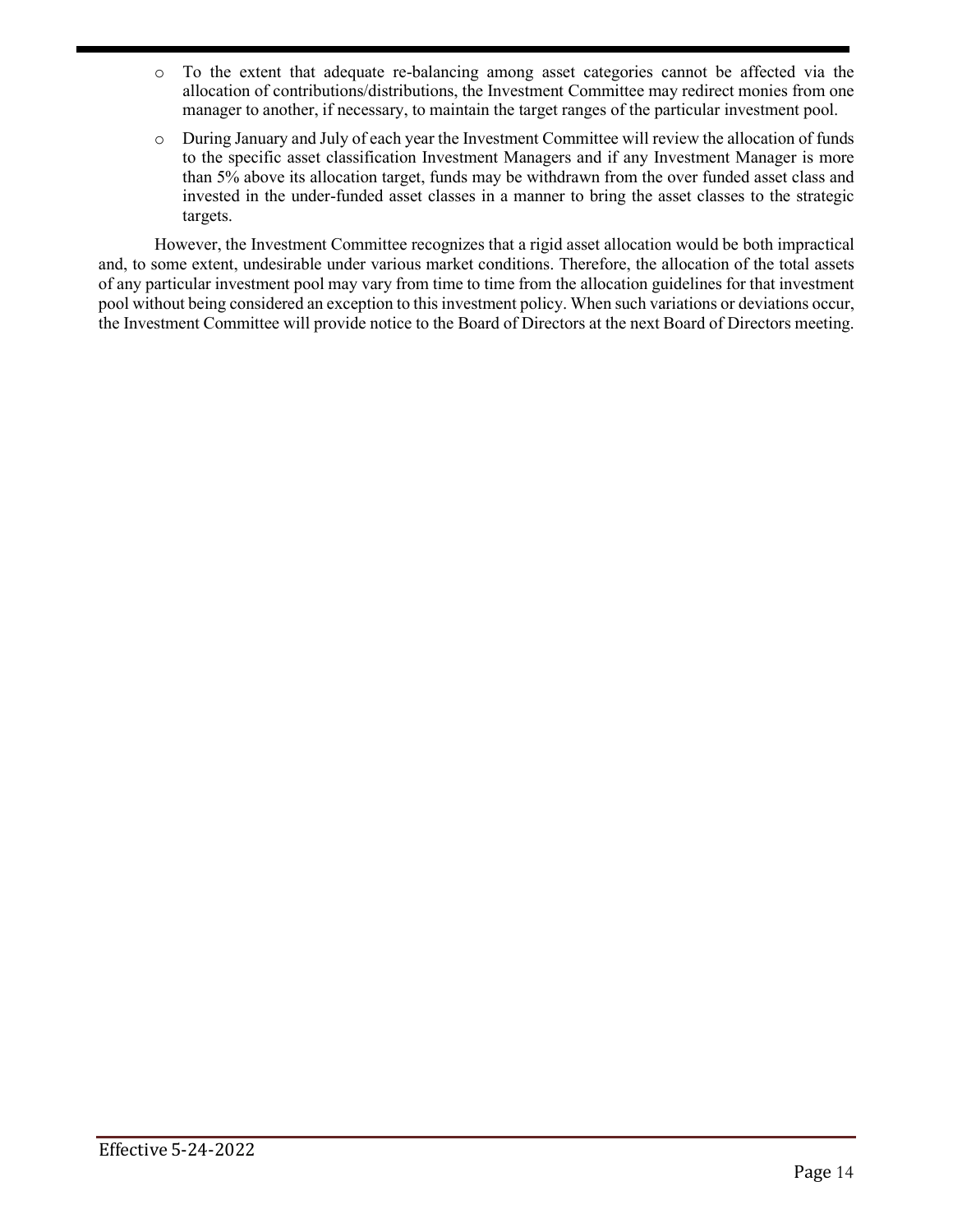- To the extent that adequate re-balancing among asset categories cannot be affected via the allocation of contributions/distributions, the Investment Committee may redirect monies from one manager to another, if necessary, to maintain the target ranges of the particular investment pool.
- During January and July of each year the Investment Committee will review the allocation of funds to the specific asset classification Investment Managers and if any Investment Manager is more than 5% above its allocation target, funds may be withdrawn from the over funded asset class and invested in the under-funded asset classes in a manner to bring the asset classes to the strategic targets.

However, the Investment Committee recognizes that a rigid asset allocation would be both impractical and, to some extent, undesirable under various market conditions. Therefore, the allocation of the total assets of any particular investment pool may vary from time to time from the allocation guidelines for that investment pool without being considered an exception to this investment policy. When such variations or deviations occur, the Investment Committee will provide notice to the Board of Directors at the next Board of Directors meeting.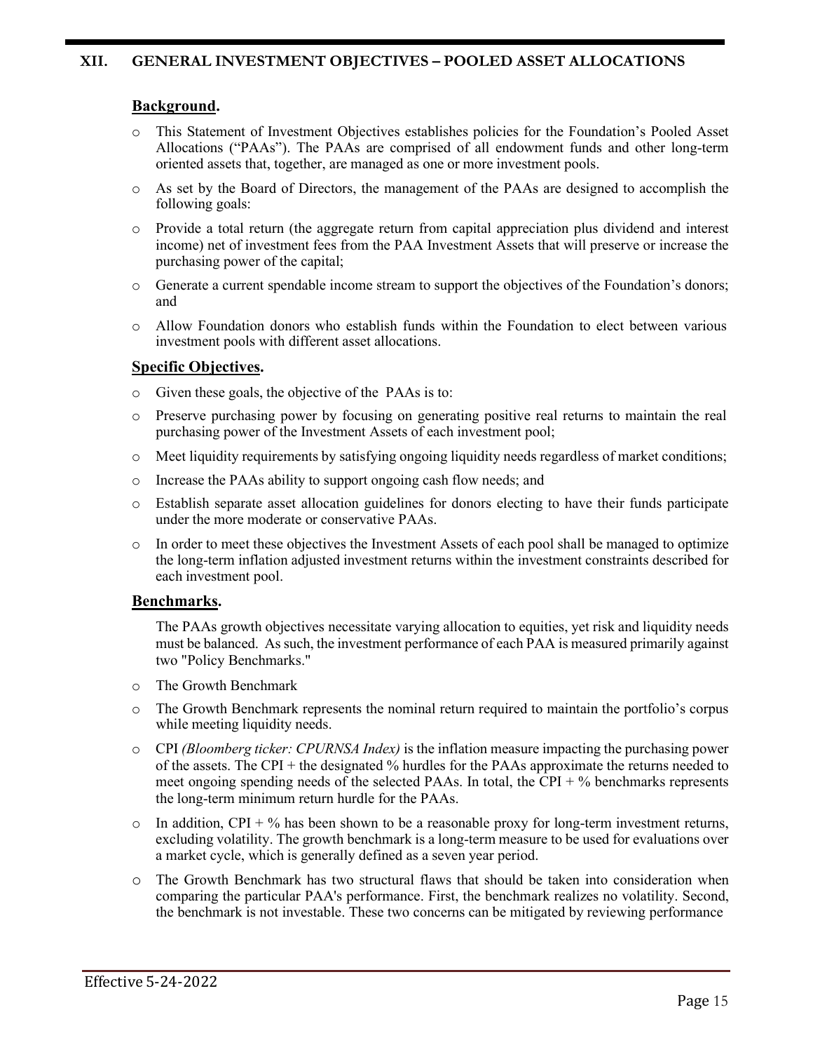## XII. GENERAL INVESTMENT OBJECTIVES – POOLED ASSET ALLOCATIONS

### Background.

- This Statement of Investment Objectives establishes policies for the Foundation's Pooled Asset Allocations ("PAAs"). The PAAs are comprised of all endowment funds and other long-term oriented assets that, together, are managed as one or more investment pools.
- As set by the Board of Directors, the management of the PAAs are designed to accomplish the following goals:
- Provide a total return (the aggregate return from capital appreciation plus dividend and interest income) net of investment fees from the PAA Investment Assets that will preserve or increase the purchasing power of the capital;
- Generate a current spendable income stream to support the objectives of the Foundation's donors; and
- Allow Foundation donors who establish funds within the Foundation to elect between various investment pools with different asset allocations.

### Specific Objectives.

- Given these goals, the objective of the PAAs is to:
- Preserve purchasing power by focusing on generating positive real returns to maintain the real purchasing power of the Investment Assets of each investment pool;
- Meet liquidity requirements by satisfying ongoing liquidity needs regardless of market conditions;
- Increase the PAAs ability to support ongoing cash flow needs; and
- Establish separate asset allocation guidelines for donors electing to have their funds participate under the more moderate or conservative PAAs.
- In order to meet these objectives the Investment Assets of each pool shall be managed to optimize the long-term inflation adjusted investment returns within the investment constraints described for each investment pool.

### Benchmarks.

The PAAs growth objectives necessitate varying allocation to equities, yet risk and liquidity needs must be balanced. As such, the investment performance of each PAA is measured primarily against two "Policy Benchmarks."

- The Growth Benchmark
- The Growth Benchmark represents the nominal return required to maintain the portfolio's corpus while meeting liquidity needs.
- CPI *(Bloomberg ticker: CPURNSA Index)* is the inflation measure impacting the purchasing power of the assets. The CPI + the designated % hurdles for the PAAs approximate the returns needed to meet ongoing spending needs of the selected PAAs. In total, the CPI + % benchmarks represents the long-term minimum return hurdle for the PAAs.
- In addition, CPI + % has been shown to be a reasonable proxy for long-term investment returns, excluding volatility. The growth benchmark is a long-term measure to be used for evaluations over a market cycle, which is generally defined as a seven year period.
- The Growth Benchmark has two structural flaws that should be taken into consideration when comparing the particular PAA's performance. First, the benchmark realizes no volatility. Second, the benchmark is not investable. These two concerns can be mitigated by reviewing performance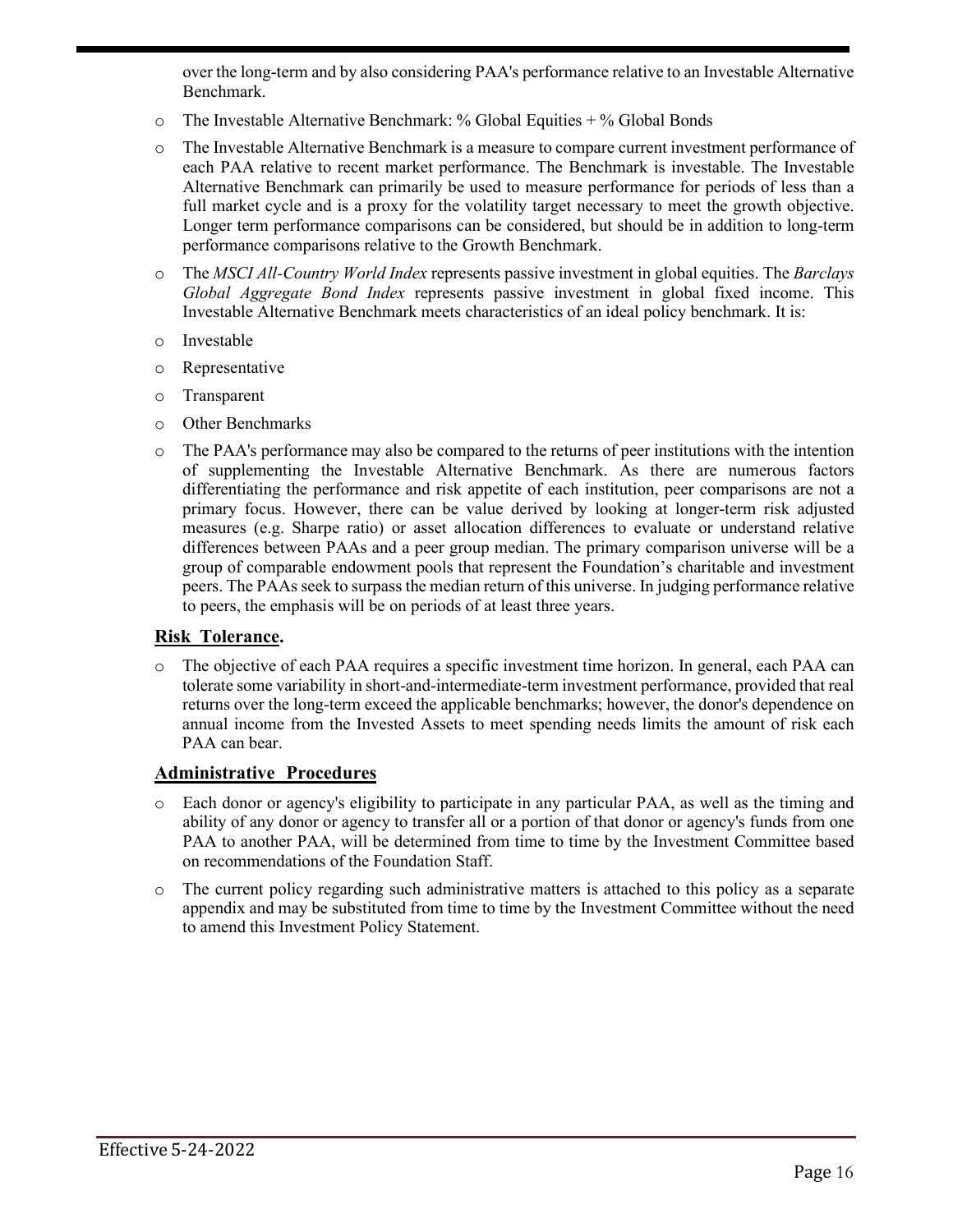over the long-term and by also considering PAA's performance relative to an Investable Alternative Benchmark.

- The Investable Alternative Benchmark: % Global Equities + % Global Bonds
- The Investable Alternative Benchmark is a measure to compare current investment performance of each PAA relative to recent market performance. The Benchmark is investable. The Investable Alternative Benchmark can primarily be used to measure performance for periods of less than a full market cycle and is a proxy for the volatility target necessary to meet the growth objective. Longer term performance comparisons can be considered, but should be in addition to long-term performance comparisons relative to the Growth Benchmark.
- The *MSCI All-Country World Index* represents passive investment in global equities. The *Barclays Global Aggregate Bond Index* represents passive investment in global fixed income. This Investable Alternative Benchmark meets characteristics of an ideal policy benchmark. It is:
- Investable
- Representative
- Transparent
- Other Benchmarks
- The PAA's performance may also be compared to the returns of peer institutions with the intention of supplementing the Investable Alternative Benchmark. As there are numerous factors differentiating the performance and risk appetite of each institution, peer comparisons are not a primary focus. However, there can be value derived by looking at longer-term risk adjusted measures (e.g. Sharpe ratio) or asset allocation differences to evaluate or understand relative differences between PAAs and a peer group median. The primary comparison universe will be a group of comparable endowment pools that represent the Foundation's charitable and investment peers. The PAAs seek to surpass the median return of this universe. In judging performance relative to peers, the emphasis will be on periods of at least three years.

**Risk Tolerance.**

- The objective of each PAA requires a specific investment time horizon. In general, each PAA can tolerate some variability in short-and-intermediate-term investment performance, provided that real returns over the long-term exceed the applicable benchmarks; however, the donor's dependence on annual income from the Invested Assets to meet spending needs limits the amount of risk each PAA can bear.

**Administrative Procedures**

- Each donor or agency's eligibility to participate in any particular PAA, as well as the timing and ability of any donor or agency to transfer all or a portion of that donor or agency's funds from one PAA to another PAA, will be determined from time to time by the Investment Committee based on recommendations of the Foundation Staff.
- The current policy regarding such administrative matters is attached to this policy as a separate appendix and may be substituted from time to time by the Investment Committee without the need to amend this Investment Policy Statement.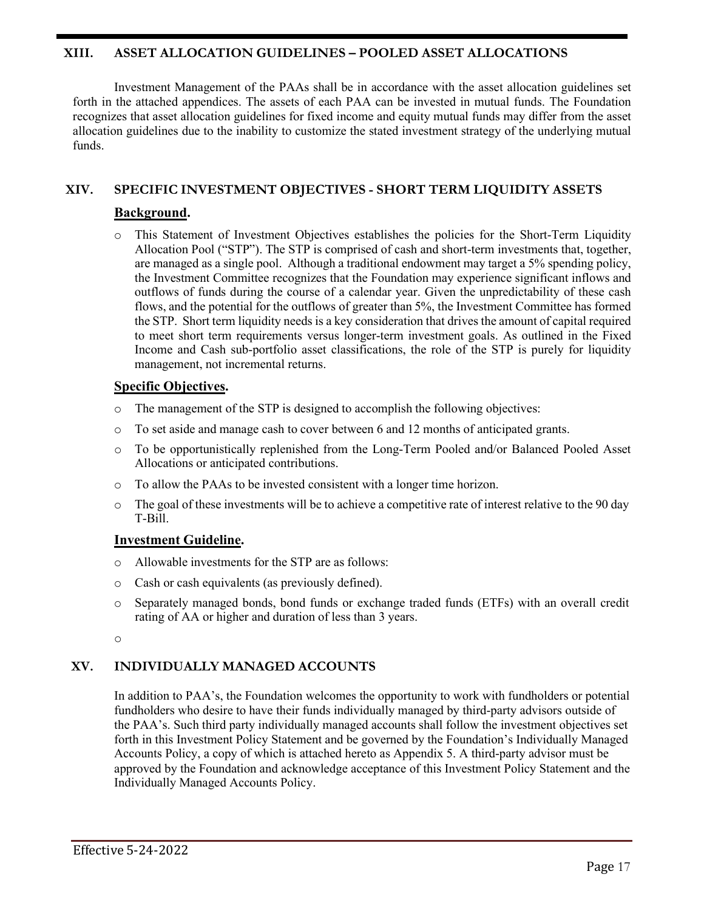## XIII. ASSET ALLOCATION GUIDELINES – POOLED ASSET ALLOCATIONS

Investment Management of the PAAs shall be in accordance with the asset allocation guidelines set forth in the attached appendices. The assets of each PAA can be invested in mutual funds. The Foundation recognizes that asset allocation guidelines for fixed income and equity mutual funds may differ from the asset allocation guidelines due to the inability to customize the stated investment strategy of the underlying mutual funds.

## XIV. SPECIFIC INVESTMENT OBJECTIVES - SHORT TERM LIQUIDITY ASSETS

### Background.

- This Statement of Investment Objectives establishes the policies for the Short-Term Liquidity Allocation Pool ("STP"). The STP is comprised of cash and short-term investments that, together, are managed as a single pool. Although a traditional endowment may target a 5% spending policy, the Investment Committee recognizes that the Foundation may experience significant inflows and outflows of funds during the course of a calendar year. Given the unpredictability of these cash flows, and the potential for the outflows of greater than 5%, the Investment Committee has formed the STP. Short term liquidity needs is a key consideration that drives the amount of capital required to meet short term requirements versus longer-term investment goals. As outlined in the Fixed Income and Cash sub-portfolio asset classifications, the role of the STP is purely for liquidity management, not incremental returns.

### Specific Objectives.

- The management of the STP is designed to accomplish the following objectives:
- To set aside and manage cash to cover between 6 and 12 months of anticipated grants.
- To be opportunistically replenished from the Long-Term Pooled and/or Balanced Pooled Asset Allocations or anticipated contributions.
- To allow the PAAs to be invested consistent with a longer time horizon.
- The goal of these investments will be to achieve a competitive rate of interest relative to the 90 day T-Bill.

### Investment Guideline.

- Allowable investments for the STP are as follows:
- Cash or cash equivalents (as previously defined).
- Separately managed bonds, bond funds or exchange traded funds (ETFs) with an overall credit rating of AA or higher and duration of less than 3 years.

## XV. INDIVIDUALLY MANAGED ACCOUNTS

In addition to PAA's, the Foundation welcomes the opportunity to work with fundholders or potential fundholders who desire to have their funds individually managed by third-party advisors outside of the PAA's. Such third party individually managed accounts shall follow the investment objectives set forth in this Investment Policy Statement and be governed by the Foundation's Individually Managed Accounts Policy, a copy of which is attached hereto as Appendix 5. A third-party advisor must be approved by the Foundation and acknowledge acceptance of this Investment Policy Statement and the Individually Managed Accounts Policy.

Effective 5-24-2022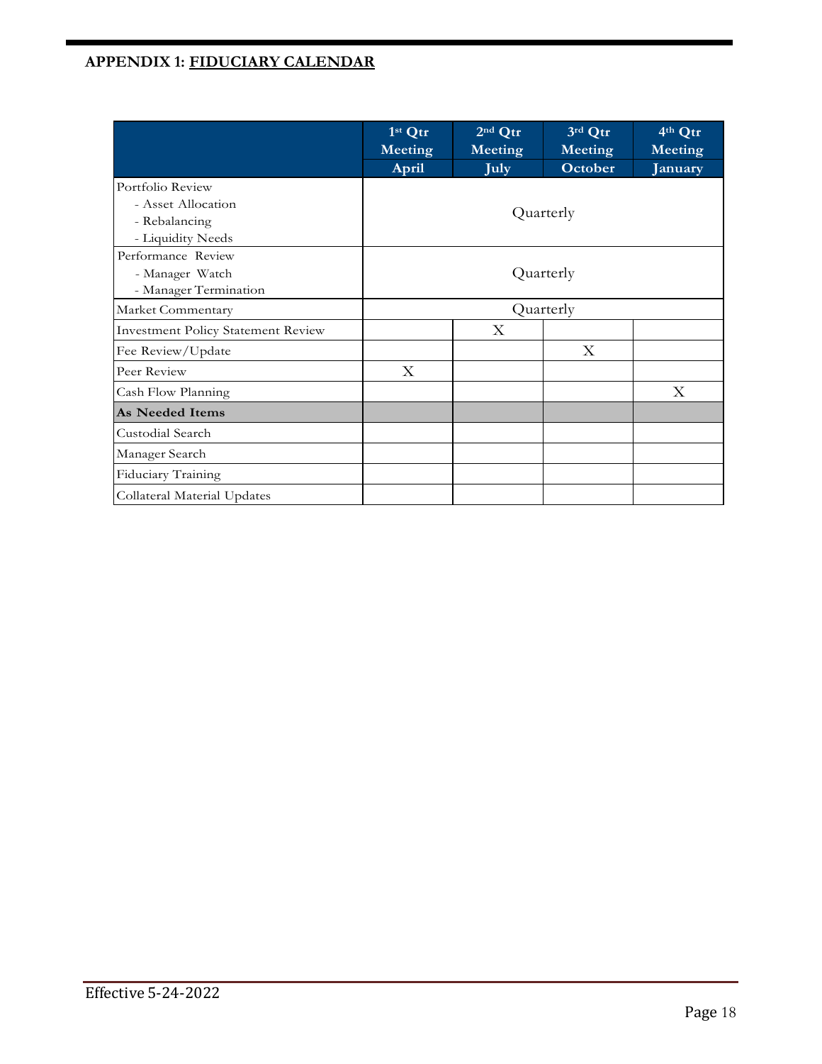## APPENDIX 1: FIDUCIARY CALENDAR

| | 1st Qtr Meeting April | 2nd Qtr Meeting July | 3rd Qtr Meeting October | 4th Qtr Meeting January |
|---|---|---|---|---|
| Portfolio Review<br>- Asset Allocation<br>- Rebalancing<br>- Liquidity Needs | Quarterly | | | |
| Performance Review<br>- Manager Watch<br>- Manager Termination | Quarterly | | | |
| Market Commentary | Quarterly | | | |
| Investment Policy Statement Review | | X | | |
| Fee Review/Update | | | X | |
| Peer Review | X | | | |
| Cash Flow Planning | | | | X |
| **As Needed Items** | | | | |
| Custodial Search | | | | |
| Manager Search | | | | |
| Fiduciary Training | | | | |
| Collateral Material Updates | | | | |

Effective 5-24-2022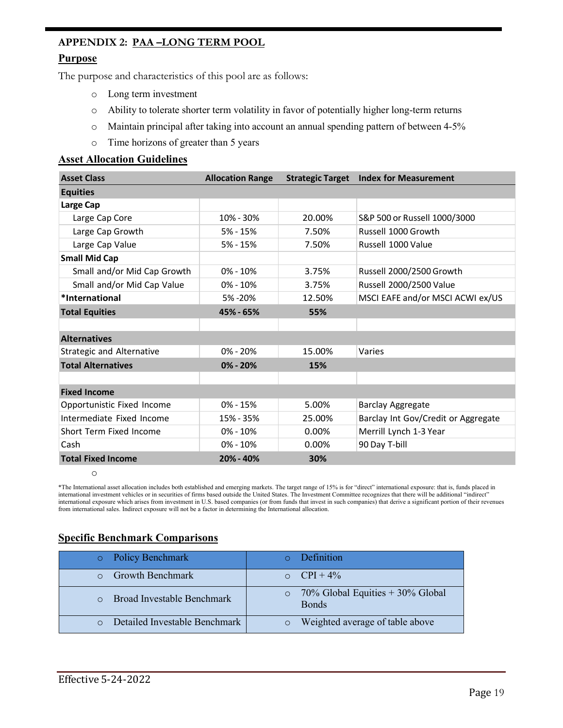## APPENDIX 2: PAA –LONG TERM POOL

### Purpose

The purpose and characteristics of this pool are as follows:

- Long term investment
- Ability to tolerate shorter term volatility in favor of potentially higher long-term returns
- Maintain principal after taking into account an annual spending pattern of between 4-5%
- Time horizons of greater than 5 years

### Asset Allocation Guidelines

| Asset Class | Allocation Range | Strategic Target | Index for Measurement |
|---|---|---|---|
| **Equities** | | | |
| **Large Cap** | | | |
| Large Cap Core | 10% - 30% | 20.00% | S&P 500 or Russell 1000/3000 |
| Large Cap Growth | 5% - 15% | 7.50% | Russell 1000 Growth |
| Large Cap Value | 5% - 15% | 7.50% | Russell 1000 Value |
| **Small Mid Cap** | | | |
| Small and/or Mid Cap Growth | 0% - 10% | 3.75% | Russell 2000/2500 Growth |
| Small and/or Mid Cap Value | 0% - 10% | 3.75% | Russell 2000/2500 Value |
| ***International** | 5% -20% | 12.50% | MSCI EAFE and/or MSCI ACWI ex/US |
| **Total Equities** | **45% - 65%** | **55%** | |
| | | | |
| **Alternatives** | | | |
| Strategic and Alternative | 0% - 20% | 15.00% | Varies |
| **Total Alternatives** | **0% - 20%** | **15%** | |
| | | | |
| **Fixed Income** | | | |
| Opportunistic Fixed Income | 0% - 15% | 5.00% | Barclay Aggregate |
| Intermediate Fixed Income | 15% - 35% | 25.00% | Barclay Int Gov/Credit or Aggregate |
| Short Term Fixed Income | 0% - 10% | 0.00% | Merrill Lynch 1-3 Year |
| Cash | 0% - 10% | 0.00% | 90 Day T-bill |
| **Total Fixed Income** | **20% - 40%** | **30%** | |

*The International asset allocation includes both established and emerging markets. The target range of 15% is for "direct" international exposure: that is, funds placed in international investment vehicles or in securities of firms based outside the United States. The Investment Committee recognizes that there will be additional "indirect" international exposure which arises from investment in U.S. based companies (or from funds that invest in such companies) that derive a significant portion of their revenues from international sales. Indirect exposure will not be a factor in determining the International allocation.

### Specific Benchmark Comparisons

| Policy Benchmark | Definition |
|---|---|
| Growth Benchmark | CPI + 4% |
| Broad Investable Benchmark | 70% Global Equities + 30% Global Bonds |
| Detailed Investable Benchmark | Weighted average of table above |

Effective 5-24-2022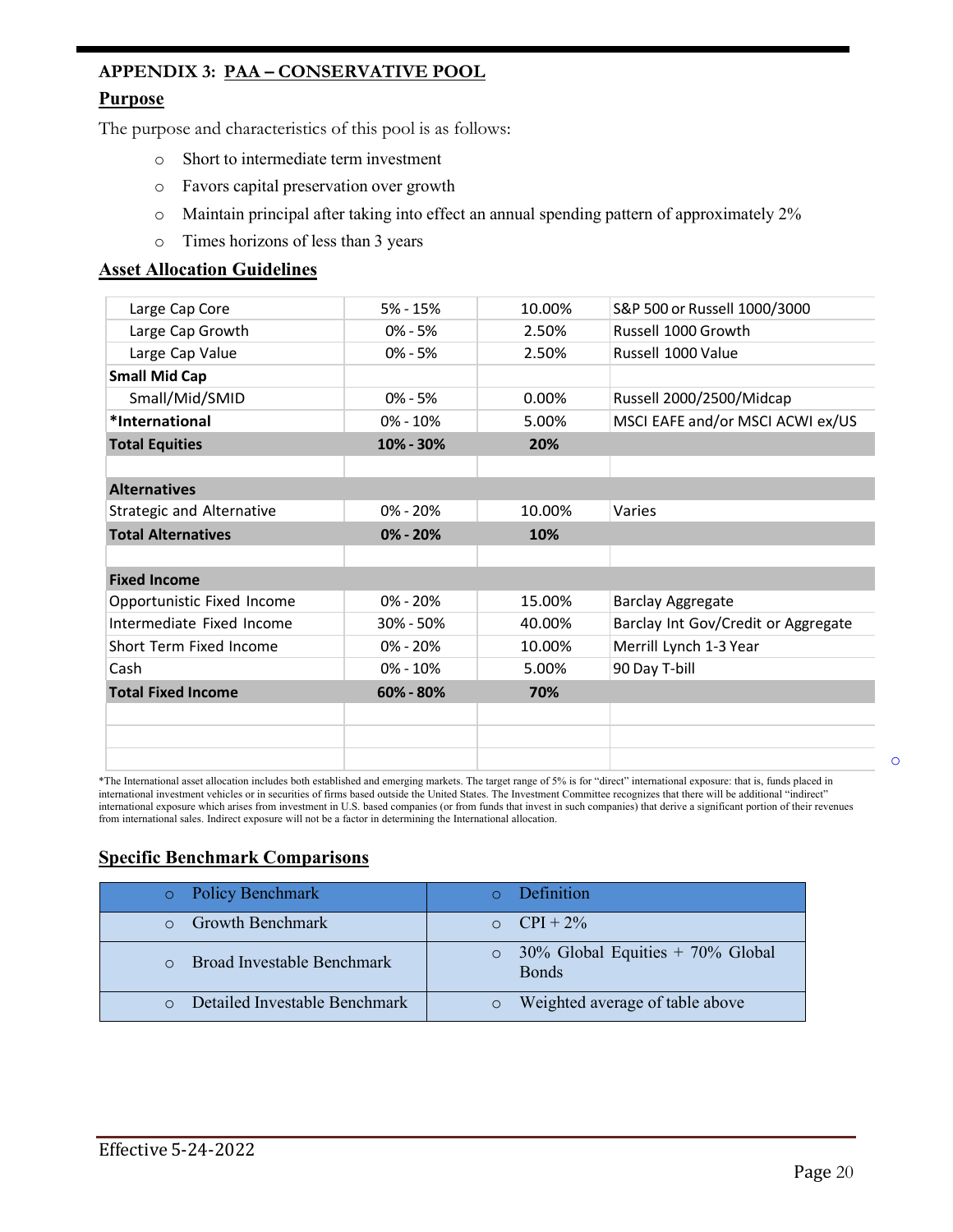## APPENDIX 3: PAA – CONSERVATIVE POOL

### Purpose

The purpose and characteristics of this pool is as follows:

- Short to intermediate term investment
- Favors capital preservation over growth
- Maintain principal after taking into effect an annual spending pattern of approximately 2%
- Times horizons of less than 3 years

### Asset Allocation Guidelines

| | | | |
|---|---|---|---|
| Large Cap Core | 5% - 15% | 10.00% | S&P 500 or Russell 1000/3000 |
| Large Cap Growth | 0% - 5% | 2.50% | Russell 1000 Growth |
| Large Cap Value | 0% - 5% | 2.50% | Russell 1000 Value |
| **Small Mid Cap** | | | |
| Small/Mid/SMID | 0% - 5% | 0.00% | Russell 2000/2500/Midcap |
| ***International** | 0% - 10% | 5.00% | MSCI EAFE and/or MSCI ACWI ex/US |
| **Total Equities** | **10% - 30%** | **20%** | |
| | | | |
| **Alternatives** | | | |
| Strategic and Alternative | 0% - 20% | 10.00% | Varies |
| **Total Alternatives** | **0% - 20%** | **10%** | |
| | | | |
| **Fixed Income** | | | |
| Opportunistic Fixed Income | 0% - 20% | 15.00% | Barclay Aggregate |
| Intermediate Fixed Income | 30% - 50% | 40.00% | Barclay Int Gov/Credit or Aggregate |
| Short Term Fixed Income | 0% - 20% | 10.00% | Merrill Lynch 1-3 Year |
| Cash | 0% - 10% | 5.00% | 90 Day T-bill |
| **Total Fixed Income** | **60% - 80%** | **70%** | |

*The International asset allocation includes both established and emerging markets. The target range of 5% is for "direct" international exposure: that is, funds placed in international investment vehicles or in securities of firms based outside the United States. The Investment Committee recognizes that there will be additional "indirect" international exposure which arises from investment in U.S. based companies (or from funds that invest in such companies) that derive a significant portion of their revenues from international sales. Indirect exposure will not be a factor in determining the International allocation.

### Specific Benchmark Comparisons

| Policy Benchmark | Definition |
|---|---|
| Growth Benchmark | CPI + 2% |
| Broad Investable Benchmark | 30% Global Equities + 70% Global Bonds |
| Detailed Investable Benchmark | Weighted average of table above |

Effective 5-24-2022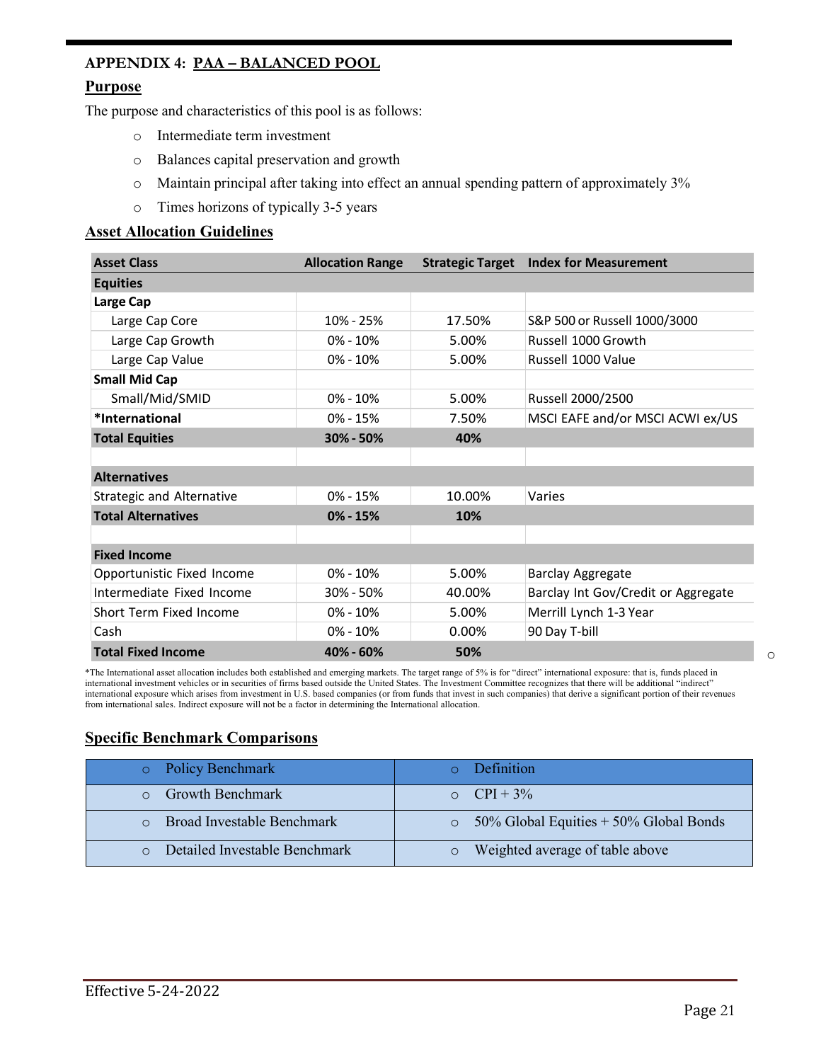# APPENDIX 4: PAA – BALANCED POOL

## Purpose

The purpose and characteristics of this pool is as follows:

- Intermediate term investment
- Balances capital preservation and growth
- Maintain principal after taking into effect an annual spending pattern of approximately 3%
- Times horizons of typically 3-5 years

## Asset Allocation Guidelines

| Asset Class | Allocation Range | Strategic Target | Index for Measurement |
|---|---|---|---|
| **Equities** | | | |
| **Large Cap** | | | |
| Large Cap Core | 10% - 25% | 17.50% | S&P 500 or Russell 1000/3000 |
| Large Cap Growth | 0% - 10% | 5.00% | Russell 1000 Growth |
| Large Cap Value | 0% - 10% | 5.00% | Russell 1000 Value |
| **Small Mid Cap** | | | |
| Small/Mid/SMID | 0% - 10% | 5.00% | Russell 2000/2500 |
| ***International** | 0% - 15% | 7.50% | MSCI EAFE and/or MSCI ACWI ex/US |
| **Total Equities** | **30% - 50%** | **40%** | |
| | | | |
| **Alternatives** | | | |
| Strategic and Alternative | 0% - 15% | 10.00% | Varies |
| **Total Alternatives** | **0% - 15%** | **10%** | |
| | | | |
| **Fixed Income** | | | |
| Opportunistic Fixed Income | 0% - 10% | 5.00% | Barclay Aggregate |
| Intermediate Fixed Income | 30% - 50% | 40.00% | Barclay Int Gov/Credit or Aggregate |
| Short Term Fixed Income | 0% - 10% | 5.00% | Merrill Lynch 1-3 Year |
| Cash | 0% - 10% | 0.00% | 90 Day T-bill |
| **Total Fixed Income** | **40% - 60%** | **50%** | |

*The International asset allocation includes both established and emerging markets. The target range of 5% is for "direct" international exposure: that is, funds placed in international investment vehicles or in securities of firms based outside the United States. The Investment Committee recognizes that there will be additional "indirect" international exposure which arises from investment in U.S. based companies (or from funds that invest in such companies) that derive a significant portion of their revenues from international sales. Indirect exposure will not be a factor in determining the International allocation.

## Specific Benchmark Comparisons

| Policy Benchmark | Definition |
|---|---|
| Growth Benchmark | CPI + 3% |
| Broad Investable Benchmark | 50% Global Equities + 50% Global Bonds |
| Detailed Investable Benchmark | Weighted average of table above |

Effective 5-24-2022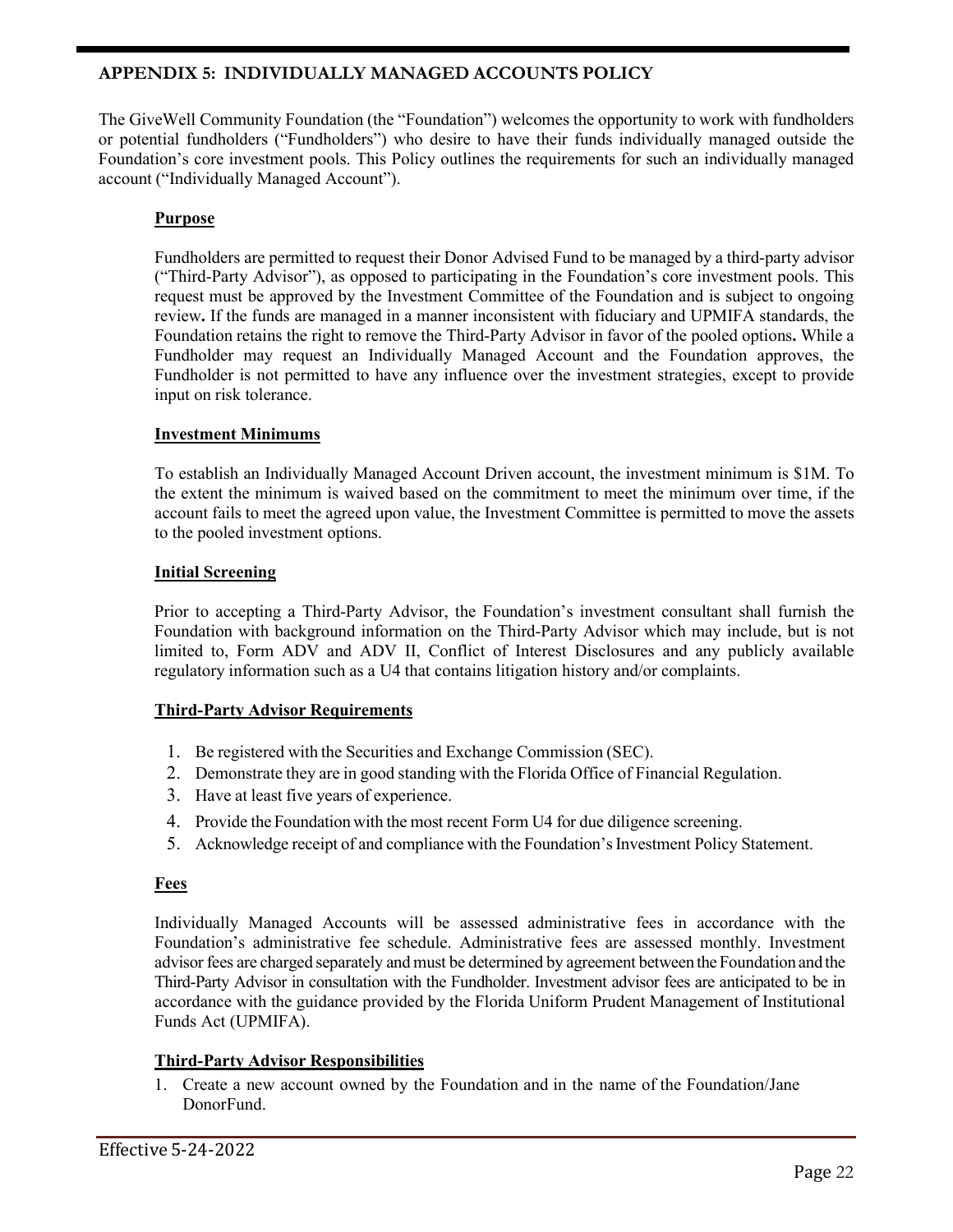## APPENDIX 5: INDIVIDUALLY MANAGED ACCOUNTS POLICY

The GiveWell Community Foundation (the "Foundation") welcomes the opportunity to work with fundholders or potential fundholders ("Fundholders") who desire to have their funds individually managed outside the Foundation's core investment pools. This Policy outlines the requirements for such an individually managed account ("Individually Managed Account").

### Purpose

Fundholders are permitted to request their Donor Advised Fund to be managed by a third-party advisor ("Third-Party Advisor"), as opposed to participating in the Foundation's core investment pools. This request must be approved by the Investment Committee of the Foundation and is subject to ongoing review**.** If the funds are managed in a manner inconsistent with fiduciary and UPMIFA standards, the Foundation retains the right to remove the Third-Party Advisor in favor of the pooled options**.** While a Fundholder may request an Individually Managed Account and the Foundation approves, the Fundholder is not permitted to have any influence over the investment strategies, except to provide input on risk tolerance.

### Investment Minimums

To establish an Individually Managed Account Driven account, the investment minimum is $1M. To the extent the minimum is waived based on the commitment to meet the minimum over time, if the account fails to meet the agreed upon value, the Investment Committee is permitted to move the assets to the pooled investment options.

### Initial Screening

Prior to accepting a Third-Party Advisor, the Foundation's investment consultant shall furnish the Foundation with background information on the Third-Party Advisor which may include, but is not limited to, Form ADV and ADV II, Conflict of Interest Disclosures and any publicly available regulatory information such as a U4 that contains litigation history and/or complaints.

### Third-Party Advisor Requirements

1. Be registered with the Securities and Exchange Commission (SEC).
2. Demonstrate they are in good standing with the Florida Office of Financial Regulation.
3. Have at least five years of experience.
4. Provide the Foundation with the most recent Form U4 for due diligence screening.
5. Acknowledge receipt of and compliance with the Foundation's Investment Policy Statement.

### Fees

Individually Managed Accounts will be assessed administrative fees in accordance with the Foundation's administrative fee schedule. Administrative fees are assessed monthly. Investment advisor fees are charged separately and must be determined by agreement between the Foundation and the Third-Party Advisor in consultation with the Fundholder. Investment advisor fees are anticipated to be in accordance with the guidance provided by the Florida Uniform Prudent Management of Institutional Funds Act (UPMIFA).

### Third-Party Advisor Responsibilities

1. Create a new account owned by the Foundation and in the name of the Foundation/Jane DonorFund.

Effective 5-24-2022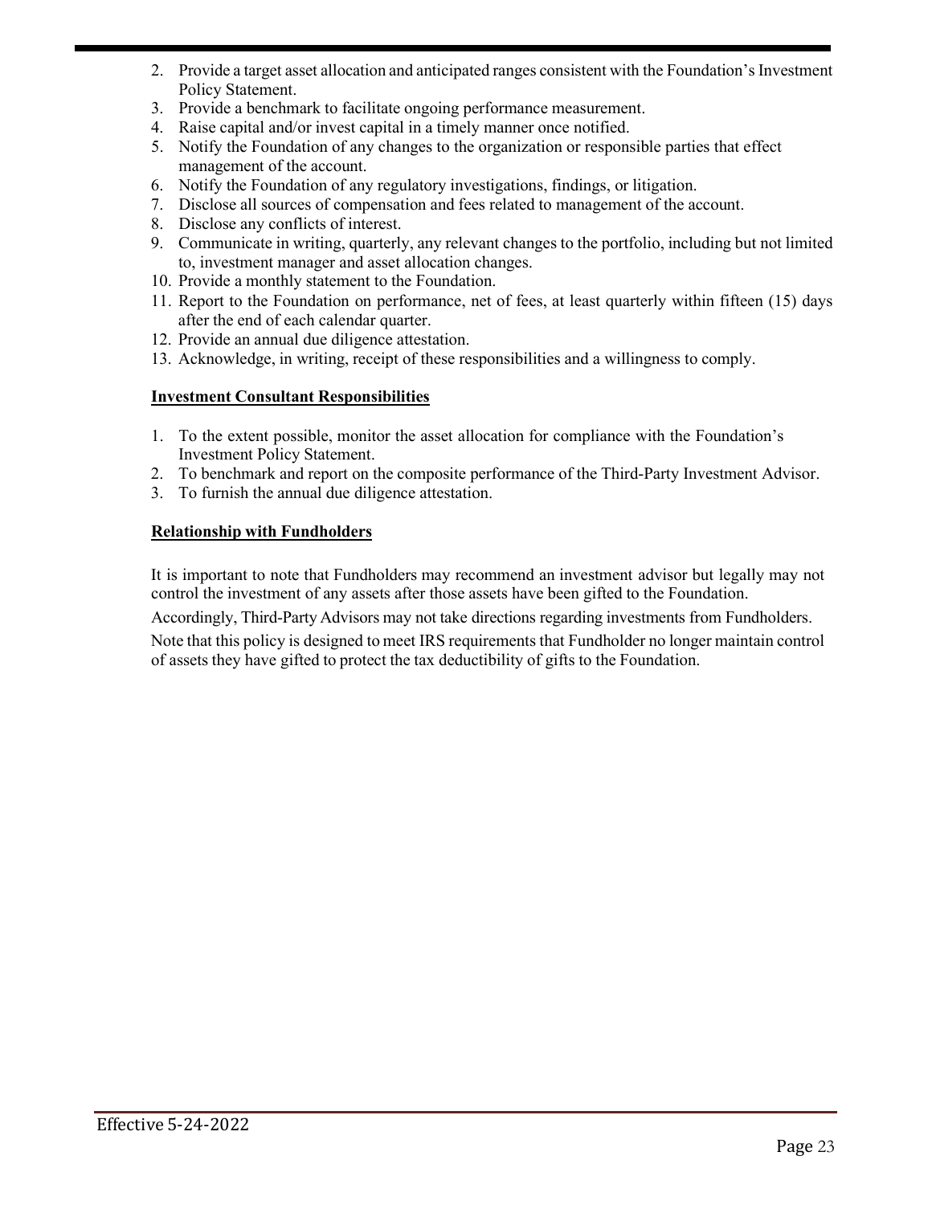2. Provide a target asset allocation and anticipated ranges consistent with the Foundation's Investment Policy Statement.
3. Provide a benchmark to facilitate ongoing performance measurement.
4. Raise capital and/or invest capital in a timely manner once notified.
5. Notify the Foundation of any changes to the organization or responsible parties that effect management of the account.
6. Notify the Foundation of any regulatory investigations, findings, or litigation.
7. Disclose all sources of compensation and fees related to management of the account.
8. Disclose any conflicts of interest.
9. Communicate in writing, quarterly, any relevant changes to the portfolio, including but not limited to, investment manager and asset allocation changes.
10. Provide a monthly statement to the Foundation.
11. Report to the Foundation on performance, net of fees, at least quarterly within fifteen (15) days after the end of each calendar quarter.
12. Provide an annual due diligence attestation.
13. Acknowledge, in writing, receipt of these responsibilities and a willingness to comply.

**Investment Consultant Responsibilities**

1. To the extent possible, monitor the asset allocation for compliance with the Foundation's Investment Policy Statement.
2. To benchmark and report on the composite performance of the Third-Party Investment Advisor.
3. To furnish the annual due diligence attestation.

**Relationship with Fundholders**

It is important to note that Fundholders may recommend an investment advisor but legally may not control the investment of any assets after those assets have been gifted to the Foundation.

Accordingly, Third-Party Advisors may not take directions regarding investments from Fundholders.

Note that this policy is designed to meet IRS requirements that Fundholder no longer maintain control of assets they have gifted to protect the tax deductibility of gifts to the Foundation.

Effective 5-24-2022